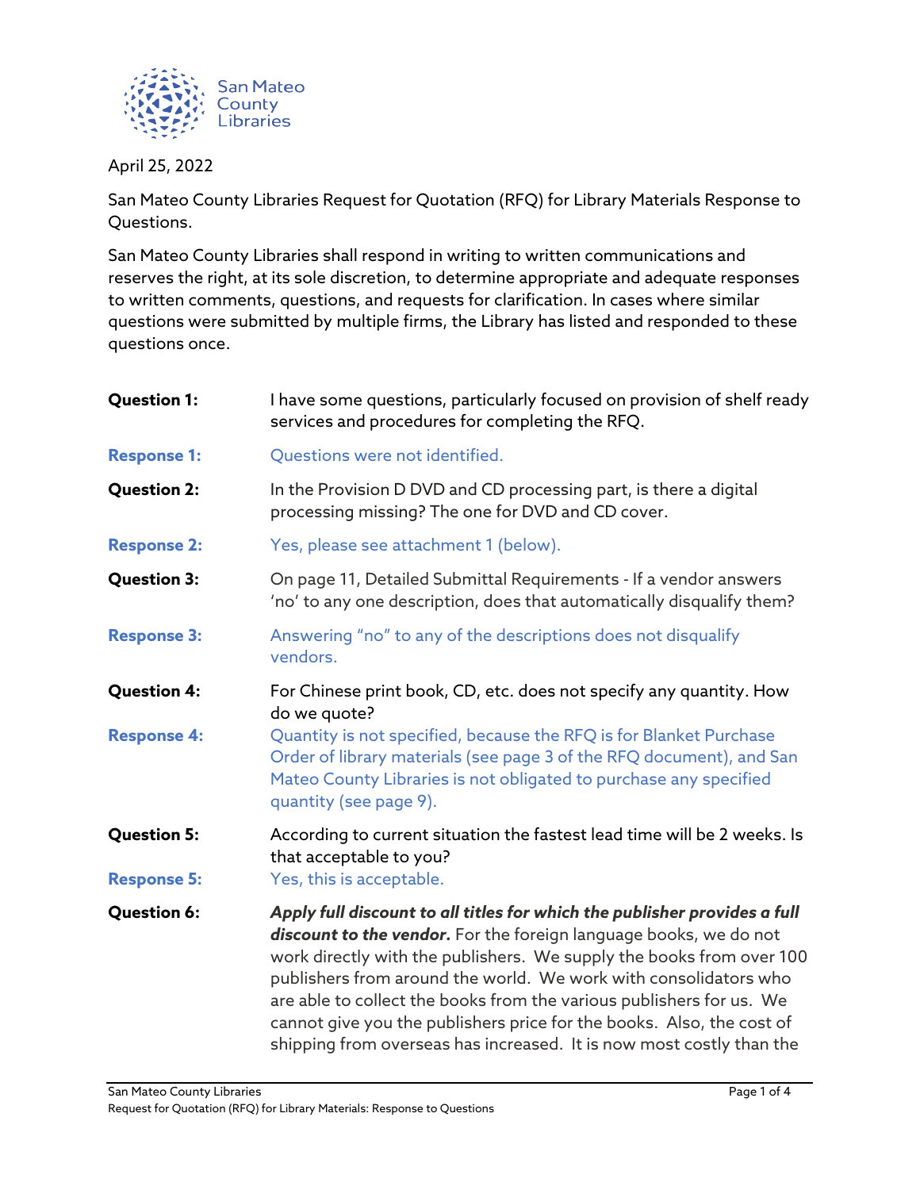San Mateo County Libraries

April 25, 2022

San Mateo County Libraries Request for Quotation (RFQ) for Library Materials Response to Questions.

San Mateo County Libraries shall respond in writing to written communications and reserves the right, at its sole discretion, to determine appropriate and adequate responses to written comments, questions, and requests for clarification. In cases where similar questions were submitted by multiple firms, the Library has listed and responded to these questions once.

**Question 1:** I have some questions, particularly focused on provision of shelf ready services and procedures for completing the RFQ.

**Response 1:** Questions were not identified.

**Question 2:** In the Provision D DVD and CD processing part, is there a digital processing missing? The one for DVD and CD cover.

**Response 2:** Yes, please see attachment 1 (below).

**Question 3:** On page 11, Detailed Submittal Requirements - If a vendor answers 'no' to any one description, does that automatically disqualify them?

**Response 3:** Answering "no" to any of the descriptions does not disqualify vendors.

**Question 4:** For Chinese print book, CD, etc. does not specify any quantity. How do we quote?

**Response 4:** Quantity is not specified, because the RFQ is for Blanket Purchase Order of library materials (see page 3 of the RFQ document), and San Mateo County Libraries is not obligated to purchase any specified quantity (see page 9).

**Question 5:** According to current situation the fastest lead time will be 2 weeks. Is that acceptable to you?

**Response 5:** Yes, this is acceptable.

**Question 6:** ***Apply full discount to all titles for which the publisher provides a full discount to the vendor.*** For the foreign language books, we do not work directly with the publishers. We supply the books from over 100 publishers from around the world. We work with consolidators who are able to collect the books from the various publishers for us. We cannot give you the publishers price for the books. Also, the cost of shipping from overseas has increased. It is now most costly than the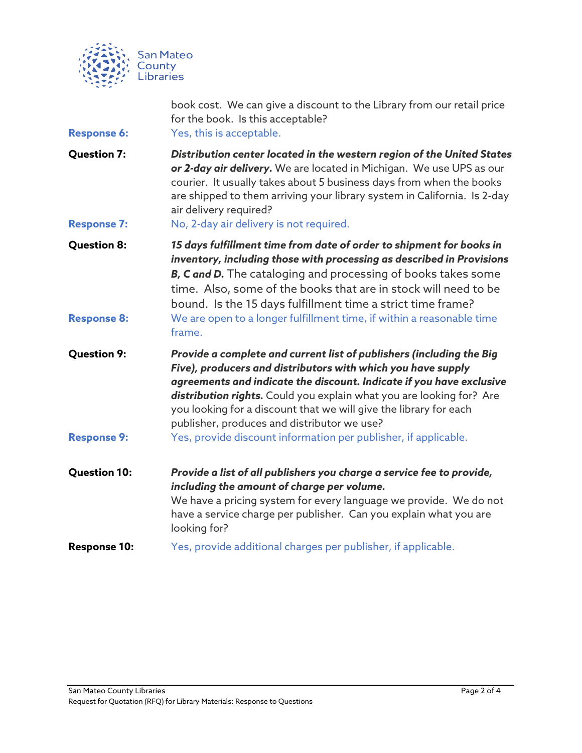book cost. We can give a discount to the Library from our retail price for the book. Is this acceptable?

**Response 6:** Yes, this is acceptable.

**Question 7:** ***Distribution center located in the western region of the United States or 2-day air delivery.*** We are located in Michigan. We use UPS as our courier. It usually takes about 5 business days from when the books are shipped to them arriving your library system in California. Is 2-day air delivery required?

**Response 7:** No, 2-day air delivery is not required.

**Question 8:** ***15 days fulfillment time from date of order to shipment for books in inventory, including those with processing as described in Provisions B, C and D.*** The cataloging and processing of books takes some time. Also, some of the books that are in stock will need to be bound. Is the 15 days fulfillment time a strict time frame?

**Response 8:** We are open to a longer fulfillment time, if within a reasonable time frame.

**Question 9:** ***Provide a complete and current list of publishers (including the Big Five), producers and distributors with which you have supply agreements and indicate the discount. Indicate if you have exclusive distribution rights.*** Could you explain what you are looking for? Are you looking for a discount that we will give the library for each publisher, produces and distributor we use?

**Response 9:** Yes, provide discount information per publisher, if applicable.

**Question 10:** ***Provide a list of all publishers you charge a service fee to provide, including the amount of charge per volume.***
We have a pricing system for every language we provide. We do not have a service charge per publisher. Can you explain what you are looking for?

**Response 10:** Yes, provide additional charges per publisher, if applicable.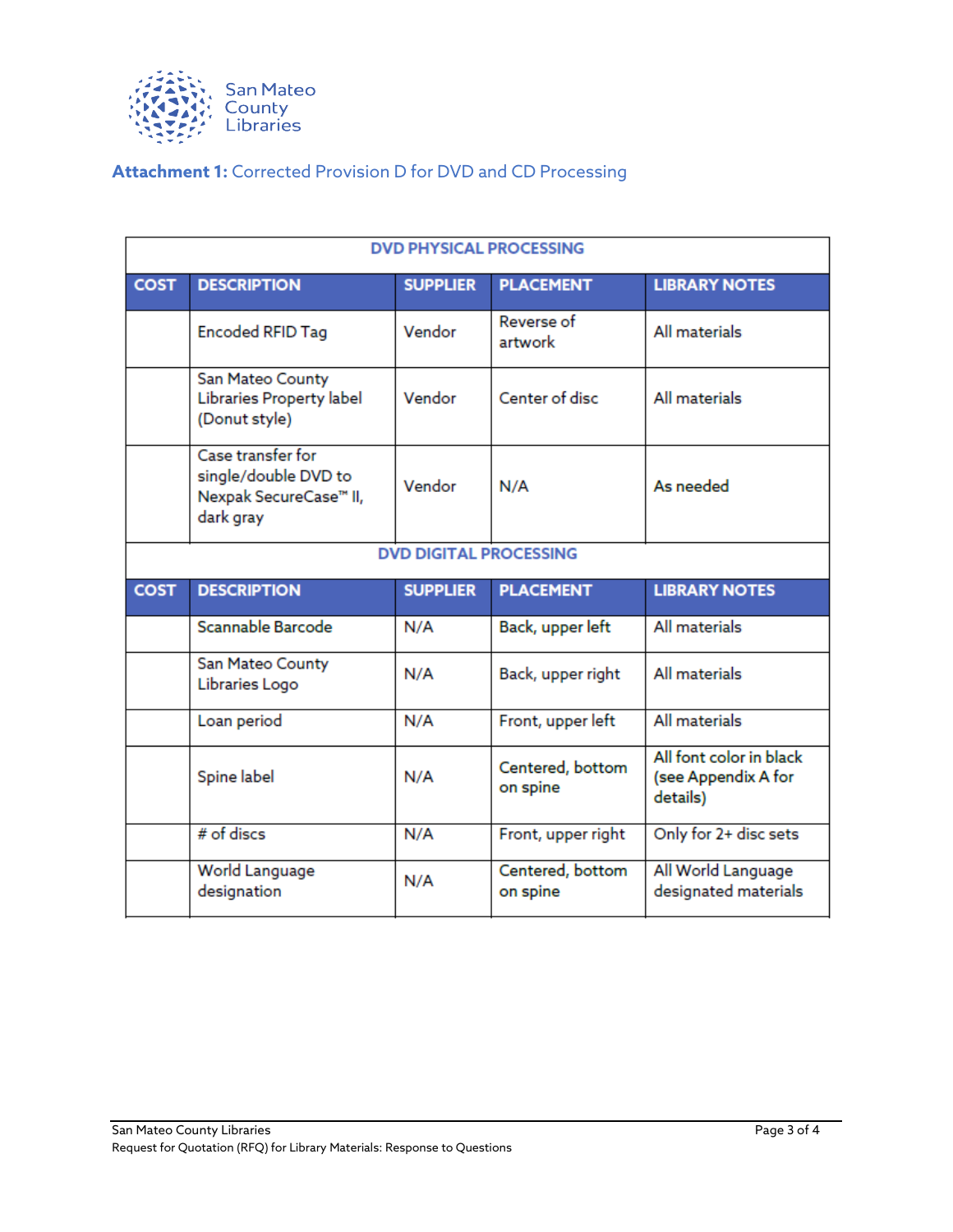San Mateo County Libraries

**Attachment 1:** Corrected Provision D for DVD and CD Processing

| DVD PHYSICAL PROCESSING | | | | |
|---|---|---|---|---|
| **COST** | **DESCRIPTION** | **SUPPLIER** | **PLACEMENT** | **LIBRARY NOTES** |
| | Encoded RFID Tag | Vendor | Reverse of artwork | All materials |
| | San Mateo County Libraries Property label (Donut style) | Vendor | Center of disc | All materials |
| | Case transfer for single/double DVD to Nexpak SecureCase™ II, dark gray | Vendor | N/A | As needed |
| **DVD DIGITAL PROCESSING** | | | | |
| **COST** | **DESCRIPTION** | **SUPPLIER** | **PLACEMENT** | **LIBRARY NOTES** |
| | Scannable Barcode | N/A | Back, upper left | All materials |
| | San Mateo County Libraries Logo | N/A | Back, upper right | All materials |
| | Loan period | N/A | Front, upper left | All materials |
| | Spine label | N/A | Centered, bottom on spine | All font color in black (see Appendix A for details) |
| | # of discs | N/A | Front, upper right | Only for 2+ disc sets |
| | World Language designation | N/A | Centered, bottom on spine | All World Language designated materials |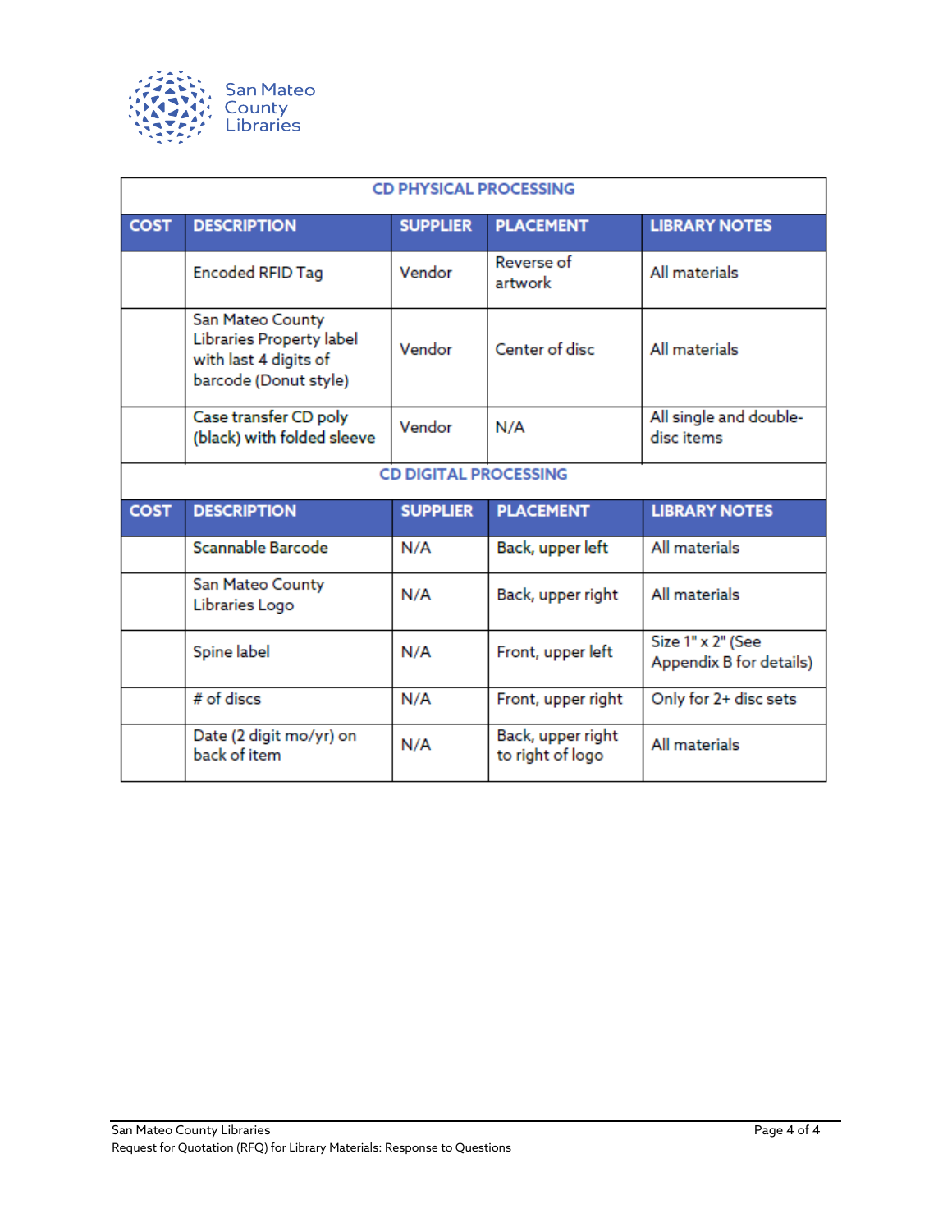San Mateo County Libraries

| CD PHYSICAL PROCESSING | | | | |
|---|---|---|---|---|
| **COST** | **DESCRIPTION** | **SUPPLIER** | **PLACEMENT** | **LIBRARY NOTES** |
| | Encoded RFID Tag | Vendor | Reverse of artwork | All materials |
| | San Mateo County Libraries Property label with last 4 digits of barcode (Donut style) | Vendor | Center of disc | All materials |
| | Case transfer CD poly (black) with folded sleeve | Vendor | N/A | All single and double-disc items |
| **CD DIGITAL PROCESSING** | | | | |
| **COST** | **DESCRIPTION** | **SUPPLIER** | **PLACEMENT** | **LIBRARY NOTES** |
| | Scannable Barcode | N/A | Back, upper left | All materials |
| | San Mateo County Libraries Logo | N/A | Back, upper right | All materials |
| | Spine label | N/A | Front, upper left | Size 1" x 2" (See Appendix B for details) |
| | # of discs | N/A | Front, upper right | Only for 2+ disc sets |
| | Date (2 digit mo/yr) on back of item | N/A | Back, upper right to right of logo | All materials |